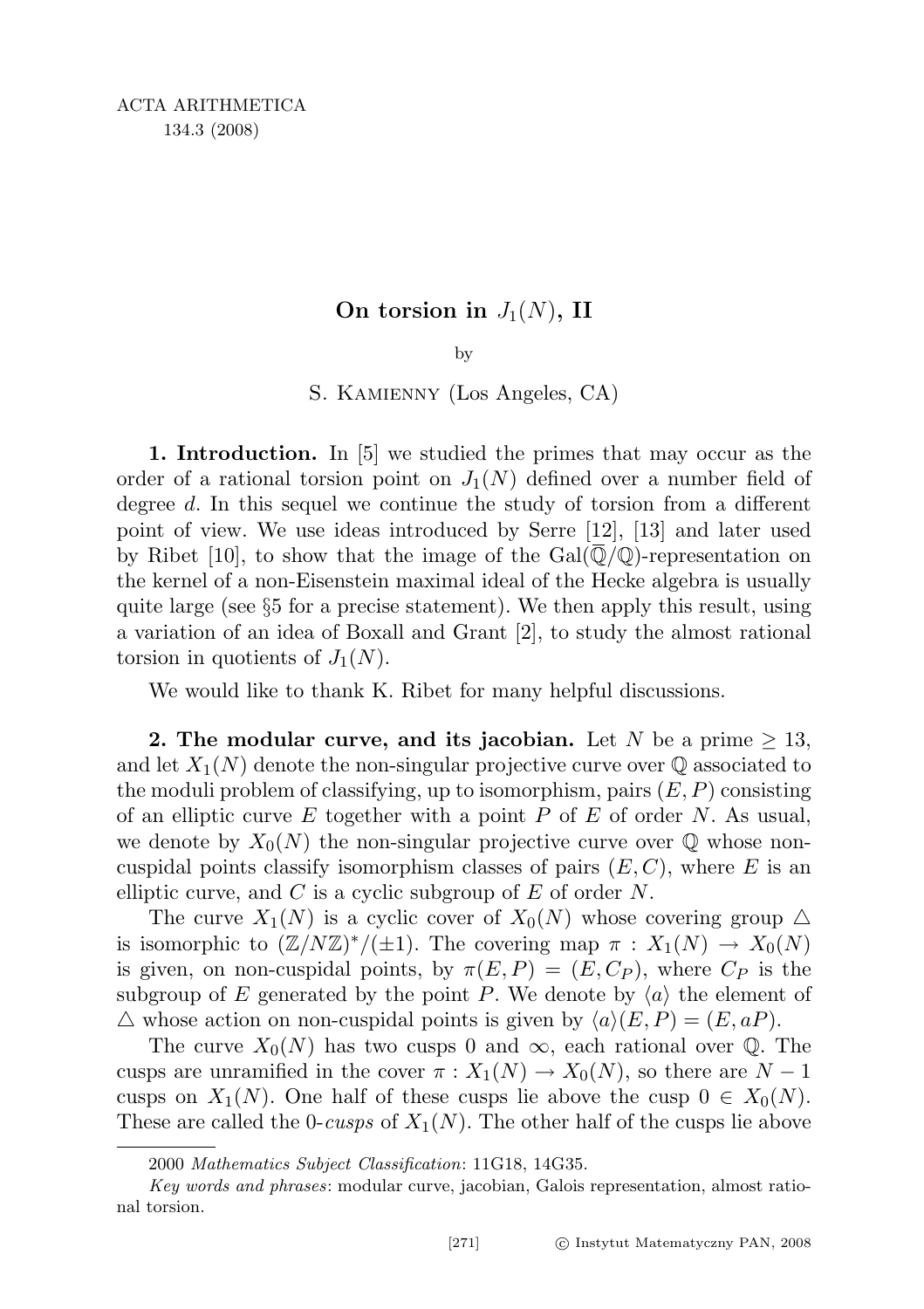# On torsion in $J_1(N)$, II

by

S. Kamienny (Los Angeles, CA)

**1. Introduction.** In [5] we studied the primes that may occur as the order of a rational torsion point on $J_1(N)$ defined over a number field of degree $d$. In this sequel we continue the study of torsion from a different point of view. We use ideas introduced by Serre [12], [13] and later used by Ribet [10], to show that the image of the $\mathrm{Gal}(\overline{\mathbb{Q}}/\mathbb{Q})$-representation on the kernel of a non-Eisenstein maximal ideal of the Hecke algebra is usually quite large (see §5 for a precise statement). We then apply this result, using a variation of an idea of Boxall and Grant [2], to study the almost rational torsion in quotients of $J_1(N)$.

We would like to thank K. Ribet for many helpful discussions.

**2. The modular curve, and its jacobian.** Let $N$ be a prime $\geq 13$, and let $X_1(N)$ denote the non-singular projective curve over $\mathbb{Q}$ associated to the moduli problem of classifying, up to isomorphism, pairs $(E, P)$ consisting of an elliptic curve $E$ together with a point $P$ of $E$ of order $N$. As usual, we denote by $X_0(N)$ the non-singular projective curve over $\mathbb{Q}$ whose non-cuspidal points classify isomorphism classes of pairs $(E, C)$, where $E$ is an elliptic curve, and $C$ is a cyclic subgroup of $E$ of order $N$.

The curve $X_1(N)$ is a cyclic cover of $X_0(N)$ whose covering group $\triangle$ is isomorphic to $(\mathbb{Z}/N\mathbb{Z})^*/(\pm 1)$. The covering map $\pi : X_1(N) \to X_0(N)$ is given, on non-cuspidal points, by $\pi(E, P) = (E, C_P)$, where $C_P$ is the subgroup of $E$ generated by the point $P$. We denote by $\langle a \rangle$ the element of $\triangle$ whose action on non-cuspidal points is given by $\langle a \rangle(E, P) = (E, aP)$.

The curve $X_0(N)$ has two cusps $0$ and $\infty$, each rational over $\mathbb{Q}$. The cusps are unramified in the cover $\pi : X_1(N) \to X_0(N)$, so there are $N - 1$ cusps on $X_1(N)$. One half of these cusps lie above the cusp $0 \in X_0(N)$. These are called the $0$-*cusps* of $X_1(N)$. The other half of the cusps lie above

2000 *Mathematics Subject Classification*: 11G18, 14G35.

*Key words and phrases*: modular curve, jacobian, Galois representation, almost rational torsion.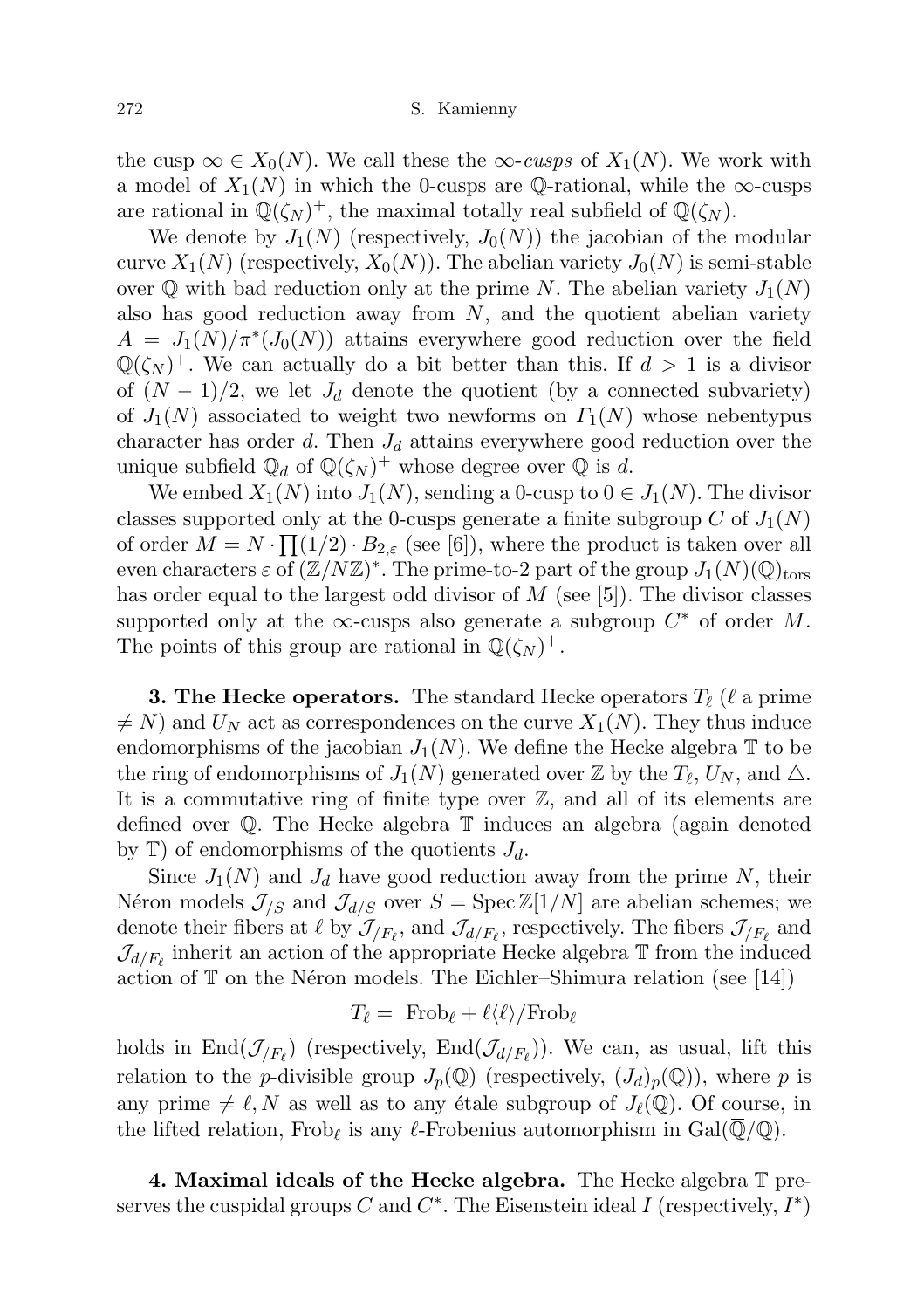the cusp $\infty \in X_0(N)$. We call these the $\infty$-*cusps* of $X_1(N)$. We work with a model of $X_1(N)$ in which the 0-cusps are $\mathbb{Q}$-rational, while the $\infty$-cusps are rational in $\mathbb{Q}(\zeta_N)^+$, the maximal totally real subfield of $\mathbb{Q}(\zeta_N)$.

We denote by $J_1(N)$ (respectively, $J_0(N)$) the jacobian of the modular curve $X_1(N)$ (respectively, $X_0(N)$). The abelian variety $J_0(N)$ is semi-stable over $\mathbb{Q}$ with bad reduction only at the prime $N$. The abelian variety $J_1(N)$ also has good reduction away from $N$, and the quotient abelian variety $A = J_1(N)/\pi^*(J_0(N))$ attains everywhere good reduction over the field $\mathbb{Q}(\zeta_N)^+$. We can actually do a bit better than this. If $d > 1$ is a divisor of $(N-1)/2$, we let $J_d$ denote the quotient (by a connected subvariety) of $J_1(N)$ associated to weight two newforms on $\Gamma_1(N)$ whose nebentypus character has order $d$. Then $J_d$ attains everywhere good reduction over the unique subfield $\mathbb{Q}_d$ of $\mathbb{Q}(\zeta_N)^+$ whose degree over $\mathbb{Q}$ is $d$.

We embed $X_1(N)$ into $J_1(N)$, sending a 0-cusp to $0 \in J_1(N)$. The divisor classes supported only at the 0-cusps generate a finite subgroup $C$ of $J_1(N)$ of order $M = N \cdot \prod(1/2)\cdot B_{2,\varepsilon}$ (see [6]), where the product is taken over all even characters $\varepsilon$ of $(\mathbb{Z}/N\mathbb{Z})^*$. The prime-to-2 part of the group $J_1(N)(\mathbb{Q})_{\text{tors}}$ has order equal to the largest odd divisor of $M$ (see [5]). The divisor classes supported only at the $\infty$-cusps also generate a subgroup $C^*$ of order $M$. The points of this group are rational in $\mathbb{Q}(\zeta_N)^+$.

**3. The Hecke operators.** The standard Hecke operators $T_\ell$ ($\ell$ a prime $\neq N$) and $U_N$ act as correspondences on the curve $X_1(N)$. They thus induce endomorphisms of the jacobian $J_1(N)$. We define the Hecke algebra $\mathbb{T}$ to be the ring of endomorphisms of $J_1(N)$ generated over $\mathbb{Z}$ by the $T_\ell$, $U_N$, and $\triangle$. It is a commutative ring of finite type over $\mathbb{Z}$, and all of its elements are defined over $\mathbb{Q}$. The Hecke algebra $\mathbb{T}$ induces an algebra (again denoted by $\mathbb{T}$) of endomorphisms of the quotients $J_d$.

Since $J_1(N)$ and $J_d$ have good reduction away from the prime $N$, their Néron models $\mathcal{J}_{/S}$ and $\mathcal{J}_{d/S}$ over $S = \operatorname{Spec}\mathbb{Z}[1/N]$ are abelian schemes; we denote their fibers at $\ell$ by $\mathcal{J}_{/F_\ell}$, and $\mathcal{J}_{d/F_\ell}$, respectively. The fibers $\mathcal{J}_{/F_\ell}$ and $\mathcal{J}_{d/F_\ell}$ inherit an action of the appropriate Hecke algebra $\mathbb{T}$ from the induced action of $\mathbb{T}$ on the Néron models. The Eichler–Shimura relation (see [14])

$$T_\ell = \operatorname{Frob}_\ell + \ell\langle\ell\rangle/\operatorname{Frob}_\ell$$

holds in $\operatorname{End}(\mathcal{J}_{/F_\ell})$ (respectively, $\operatorname{End}(\mathcal{J}_{d/F_\ell})$). We can, as usual, lift this relation to the $p$-divisible group $J_p(\overline{\mathbb{Q}})$ (respectively, $(J_d)_p(\overline{\mathbb{Q}})$), where $p$ is any prime $\neq \ell, N$ as well as to any étale subgroup of $J_\ell(\overline{\mathbb{Q}})$. Of course, in the lifted relation, $\operatorname{Frob}_\ell$ is any $\ell$-Frobenius automorphism in $\operatorname{Gal}(\overline{\mathbb{Q}}/\mathbb{Q})$.

**4. Maximal ideals of the Hecke algebra.** The Hecke algebra $\mathbb{T}$ preserves the cuspidal groups $C$ and $C^*$. The Eisenstein ideal $I$ (respectively, $I^*$)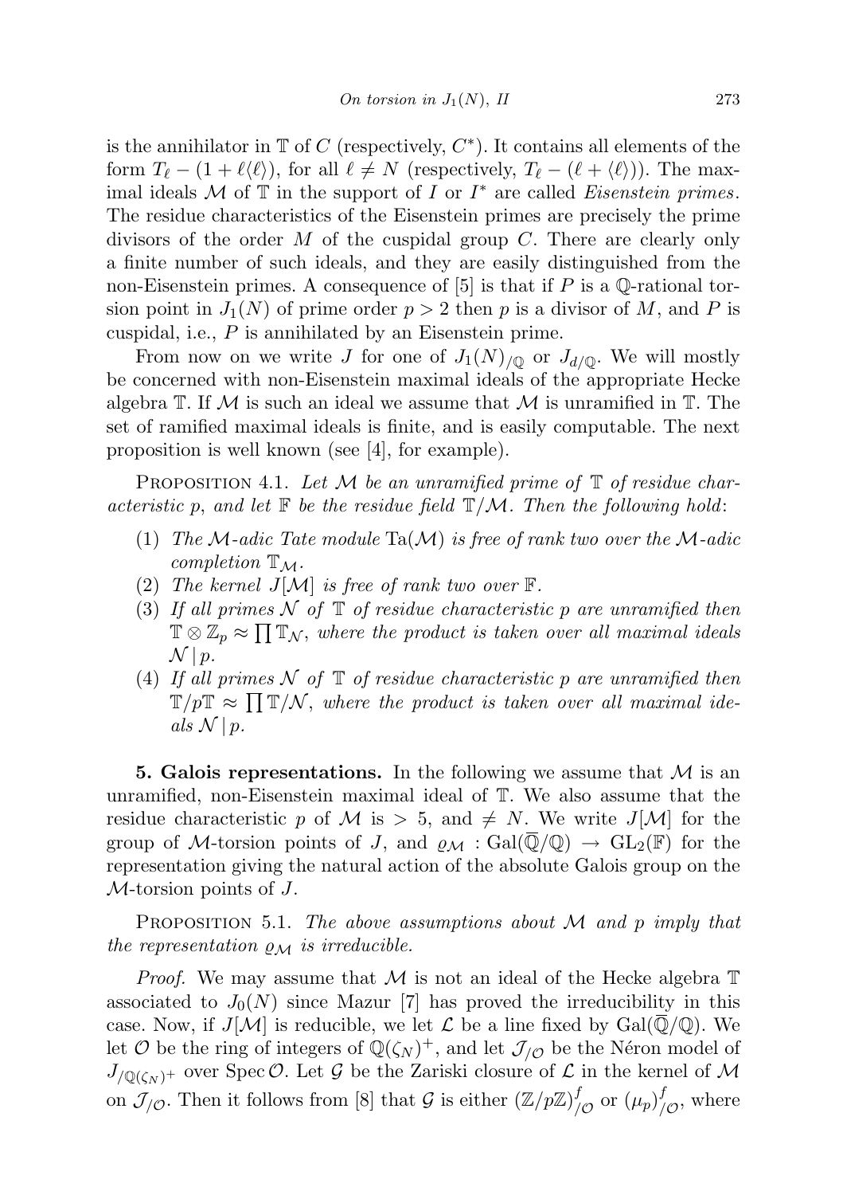is the annihilator in $\mathbb{T}$ of $C$ (respectively, $C^*$). It contains all elements of the form $T_\ell - (1 + \ell\langle \ell \rangle)$, for all $\ell \neq N$ (respectively, $T_\ell - (\ell + \langle \ell \rangle)$). The maximal ideals $\mathcal{M}$ of $\mathbb{T}$ in the support of $I$ or $I^*$ are called *Eisenstein primes*. The residue characteristics of the Eisenstein primes are precisely the prime divisors of the order $M$ of the cuspidal group $C$. There are clearly only a finite number of such ideals, and they are easily distinguished from the non-Eisenstein primes. A consequence of [5] is that if $P$ is a $\mathbb{Q}$-rational torsion point in $J_1(N)$ of prime order $p > 2$ then $p$ is a divisor of $M$, and $P$ is cuspidal, i.e., $P$ is annihilated by an Eisenstein prime.

From now on we write $J$ for one of $J_1(N)_{/\mathbb{Q}}$ or $J_{d/\mathbb{Q}}$. We will mostly be concerned with non-Eisenstein maximal ideals of the appropriate Hecke algebra $\mathbb{T}$. If $\mathcal{M}$ is such an ideal we assume that $\mathcal{M}$ is unramified in $\mathbb{T}$. The set of ramified maximal ideals is finite, and is easily computable. The next proposition is well known (see [4], for example).

Proposition 4.1. *Let $\mathcal{M}$ be an unramified prime of $\mathbb{T}$ of residue characteristic $p$, and let $\mathbb{F}$ be the residue field $\mathbb{T}/\mathcal{M}$. Then the following hold*:

1. *The $\mathcal{M}$-adic Tate module $\mathrm{Ta}(\mathcal{M})$ is free of rank two over the $\mathcal{M}$-adic completion $\mathbb{T}_\mathcal{M}$.*
2. *The kernel $J[\mathcal{M}]$ is free of rank two over $\mathbb{F}$.*
3. *If all primes $\mathcal{N}$ of $\mathbb{T}$ of residue characteristic $p$ are unramified then $\mathbb{T} \otimes \mathbb{Z}_p \approx \prod \mathbb{T}_\mathcal{N}$, where the product is taken over all maximal ideals $\mathcal{N} \mid p$.*
4. *If all primes $\mathcal{N}$ of $\mathbb{T}$ of residue characteristic $p$ are unramified then $\mathbb{T}/p\mathbb{T} \approx \prod \mathbb{T}/\mathcal{N}$, where the product is taken over all maximal ideals $\mathcal{N} \mid p$.*

**5. Galois representations.** In the following we assume that $\mathcal{M}$ is an unramified, non-Eisenstein maximal ideal of $\mathbb{T}$. We also assume that the residue characteristic $p$ of $\mathcal{M}$ is $> 5$, and $\neq N$. We write $J[\mathcal{M}]$ for the group of $\mathcal{M}$-torsion points of $J$, and $\varrho_\mathcal{M} : \mathrm{Gal}(\overline{\mathbb{Q}}/\mathbb{Q}) \to \mathrm{GL}_2(\mathbb{F})$ for the representation giving the natural action of the absolute Galois group on the $\mathcal{M}$-torsion points of $J$.

Proposition 5.1. *The above assumptions about $\mathcal{M}$ and $p$ imply that the representation $\varrho_\mathcal{M}$ is irreducible.*

*Proof.* We may assume that $\mathcal{M}$ is not an ideal of the Hecke algebra $\mathbb{T}$ associated to $J_0(N)$ since Mazur [7] has proved the irreducibility in this case. Now, if $J[\mathcal{M}]$ is reducible, we let $\mathcal{L}$ be a line fixed by $\mathrm{Gal}(\overline{\mathbb{Q}}/\mathbb{Q})$. We let $\mathcal{O}$ be the ring of integers of $\mathbb{Q}(\zeta_N)^+$, and let $\mathcal{J}_{/\mathcal{O}}$ be the Néron model of $J_{/\mathbb{Q}(\zeta_N)^+}$ over $\mathrm{Spec}\,\mathcal{O}$. Let $\mathcal{G}$ be the Zariski closure of $\mathcal{L}$ in the kernel of $\mathcal{M}$ on $\mathcal{J}_{/\mathcal{O}}$. Then it follows from [8] that $\mathcal{G}$ is either $(\mathbb{Z}/p\mathbb{Z})^f_{/\mathcal{O}}$ or $(\mu_p)^f_{/\mathcal{O}}$, where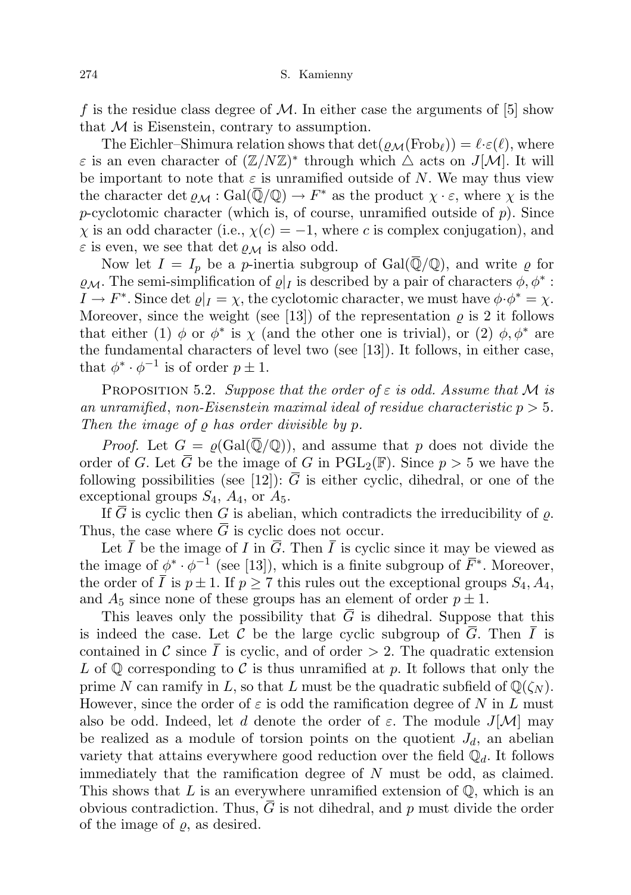$f$ is the residue class degree of $\mathcal{M}$. In either case the arguments of [5] show that $\mathcal{M}$ is Eisenstein, contrary to assumption.

The Eichler–Shimura relation shows that $\det(\varrho_{\mathcal{M}}(\mathrm{Frob}_\ell)) = \ell\cdot\varepsilon(\ell)$, where $\varepsilon$ is an even character of $(\mathbb{Z}/N\mathbb{Z})^*$ through which $\triangle$ acts on $J[\mathcal{M}]$. It will be important to note that $\varepsilon$ is unramified outside of $N$. We may thus view the character $\det\varrho_{\mathcal{M}} : \mathrm{Gal}(\overline{\mathbb{Q}}/\mathbb{Q}) \to F^*$ as the product $\chi\cdot\varepsilon$, where $\chi$ is the $p$-cyclotomic character (which is, of course, unramified outside of $p$). Since $\chi$ is an odd character (i.e., $\chi(c) = -1$, where $c$ is complex conjugation), and $\varepsilon$ is even, we see that $\det\varrho_{\mathcal{M}}$ is also odd.

Now let $I = I_p$ be a $p$-inertia subgroup of $\mathrm{Gal}(\overline{\mathbb{Q}}/\mathbb{Q})$, and write $\varrho$ for $\varrho_{\mathcal{M}}$. The semi-simplification of $\varrho|_I$ is described by a pair of characters $\phi, \phi^* : I \to F^*$. Since $\det\varrho|_I = \chi$, the cyclotomic character, we must have $\phi\cdot\phi^* = \chi$. Moreover, since the weight (see [13]) of the representation $\varrho$ is 2 it follows that either (1) $\phi$ or $\phi^*$ is $\chi$ (and the other one is trivial), or (2) $\phi, \phi^*$ are the fundamental characters of level two (see [13]). It follows, in either case, that $\phi^*\cdot\phi^{-1}$ is of order $p\pm 1$.

Proposition 5.2. *Suppose that the order of $\varepsilon$ is odd. Assume that $\mathcal{M}$ is an unramified, non-Eisenstein maximal ideal of residue characteristic $p > 5$. Then the image of $\varrho$ has order divisible by $p$.*

*Proof.* Let $G = \varrho(\mathrm{Gal}(\overline{\mathbb{Q}}/\mathbb{Q}))$, and assume that $p$ does not divide the order of $G$. Let $\overline{G}$ be the image of $G$ in $\mathrm{PGL}_2(\mathbb{F})$. Since $p > 5$ we have the following possibilities (see [12]): $\overline{G}$ is either cyclic, dihedral, or one of the exceptional groups $S_4$, $A_4$, or $A_5$.

If $\overline{G}$ is cyclic then $G$ is abelian, which contradicts the irreducibility of $\varrho$. Thus, the case where $\overline{G}$ is cyclic does not occur.

Let $\overline{I}$ be the image of $I$ in $\overline{G}$. Then $\overline{I}$ is cyclic since it may be viewed as the image of $\phi^*\cdot\phi^{-1}$ (see [13]), which is a finite subgroup of $\overline{F}^*$. Moreover, the order of $\overline{I}$ is $p\pm 1$. If $p \ge 7$ this rules out the exceptional groups $S_4, A_4$, and $A_5$ since none of these groups has an element of order $p\pm 1$.

This leaves only the possibility that $\overline{G}$ is dihedral. Suppose that this is indeed the case. Let $\mathcal{C}$ be the large cyclic subgroup of $\overline{G}$. Then $\overline{I}$ is contained in $\mathcal{C}$ since $\overline{I}$ is cyclic, and of order $> 2$. The quadratic extension $L$ of $\mathbb{Q}$ corresponding to $\mathcal{C}$ is thus unramified at $p$. It follows that only the prime $N$ can ramify in $L$, so that $L$ must be the quadratic subfield of $\mathbb{Q}(\zeta_N)$. However, since the order of $\varepsilon$ is odd the ramification degree of $N$ in $L$ must also be odd. Indeed, let $d$ denote the order of $\varepsilon$. The module $J[\mathcal{M}]$ may be realized as a module of torsion points on the quotient $J_d$, an abelian variety that attains everywhere good reduction over the field $\mathbb{Q}_d$. It follows immediately that the ramification degree of $N$ must be odd, as claimed. This shows that $L$ is an everywhere unramified extension of $\mathbb{Q}$, which is an obvious contradiction. Thus, $\overline{G}$ is not dihedral, and $p$ must divide the order of the image of $\varrho$, as desired.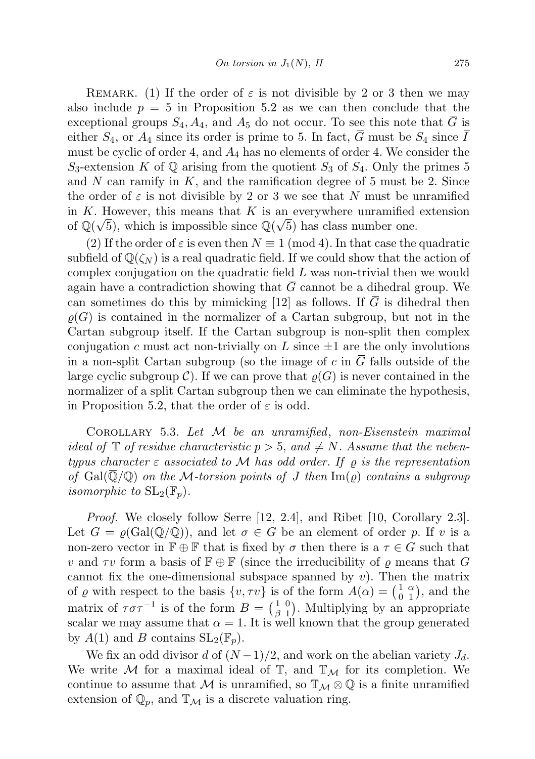REMARK. (1) If the order of $\varepsilon$ is not divisible by 2 or 3 then we may also include $p = 5$ in Proposition 5.2 as we can then conclude that the exceptional groups $S_4, A_4$, and $A_5$ do not occur. To see this note that $\overline{G}$ is either $S_4$, or $A_4$ since its order is prime to 5. In fact, $\overline{G}$ must be $S_4$ since $\overline{I}$ must be cyclic of order 4, and $A_4$ has no elements of order 4. We consider the $S_3$-extension $K$ of $\mathbb{Q}$ arising from the quotient $S_3$ of $S_4$. Only the primes 5 and $N$ can ramify in $K$, and the ramification degree of 5 must be 2. Since the order of $\varepsilon$ is not divisible by 2 or 3 we see that $N$ must be unramified in $K$. However, this means that $K$ is an everywhere unramified extension of $\mathbb{Q}(\sqrt{5})$, which is impossible since $\mathbb{Q}(\sqrt{5})$ has class number one.

(2) If the order of $\varepsilon$ is even then $N \equiv 1 \pmod 4$. In that case the quadratic subfield of $\mathbb{Q}(\zeta_N)$ is a real quadratic field. If we could show that the action of complex conjugation on the quadratic field $L$ was non-trivial then we would again have a contradiction showing that $\overline{G}$ cannot be a dihedral group. We can sometimes do this by mimicking [12] as follows. If $\overline{G}$ is dihedral then $\varrho(G)$ is contained in the normalizer of a Cartan subgroup, but not in the Cartan subgroup itself. If the Cartan subgroup is non-split then complex conjugation $c$ must act non-trivially on $L$ since $\pm 1$ are the only involutions in a non-split Cartan subgroup (so the image of $c$ in $\overline{G}$ falls outside of the large cyclic subgroup $\mathcal{C}$). If we can prove that $\varrho(G)$ is never contained in the normalizer of a split Cartan subgroup then we can eliminate the hypothesis, in Proposition 5.2, that the order of $\varepsilon$ is odd.

COROLLARY 5.3. *Let $\mathcal{M}$ be an unramified, non-Eisenstein maximal ideal of $\mathbb{T}$ of residue characteristic $p > 5$, and $\neq N$. Assume that the nebentypus character $\varepsilon$ associated to $\mathcal{M}$ has odd order. If $\varrho$ is the representation of $\mathrm{Gal}(\overline{\mathbb{Q}}/\mathbb{Q})$ on the $\mathcal{M}$-torsion points of $J$ then $\mathrm{Im}(\varrho)$ contains a subgroup isomorphic to $\mathrm{SL}_2(\mathbb{F}_p)$.*

*Proof.* We closely follow Serre [12, 2.4], and Ribet [10, Corollary 2.3]. Let $G = \varrho(\mathrm{Gal}(\overline{\mathbb{Q}}/\mathbb{Q}))$, and let $\sigma \in G$ be an element of order $p$. If $v$ is a non-zero vector in $\mathbb{F} \oplus \mathbb{F}$ that is fixed by $\sigma$ then there is a $\tau \in G$ such that $v$ and $\tau v$ form a basis of $\mathbb{F} \oplus \mathbb{F}$ (since the irreducibility of $\varrho$ means that $G$ cannot fix the one-dimensional subspace spanned by $v$). Then the matrix of $\varrho$ with respect to the basis $\{v, \tau v\}$ is of the form $A(\alpha) = \left(\begin{smallmatrix} 1 & \alpha \\ 0 & 1 \end{smallmatrix}\right)$, and the matrix of $\tau\sigma\tau^{-1}$ is of the form $B = \left(\begin{smallmatrix} 1 & 0 \\ \beta & 1 \end{smallmatrix}\right)$. Multiplying by an appropriate scalar we may assume that $\alpha = 1$. It is well known that the group generated by $A(1)$ and $B$ contains $\mathrm{SL}_2(\mathbb{F}_p)$.

We fix an odd divisor $d$ of $(N-1)/2$, and work on the abelian variety $J_d$. We write $\mathcal{M}$ for a maximal ideal of $\mathbb{T}$, and $\mathbb{T}_{\mathcal{M}}$ for its completion. We continue to assume that $\mathcal{M}$ is unramified, so $\mathbb{T}_{\mathcal{M}} \otimes \mathbb{Q}$ is a finite unramified extension of $\mathbb{Q}_p$, and $\mathbb{T}_{\mathcal{M}}$ is a discrete valuation ring.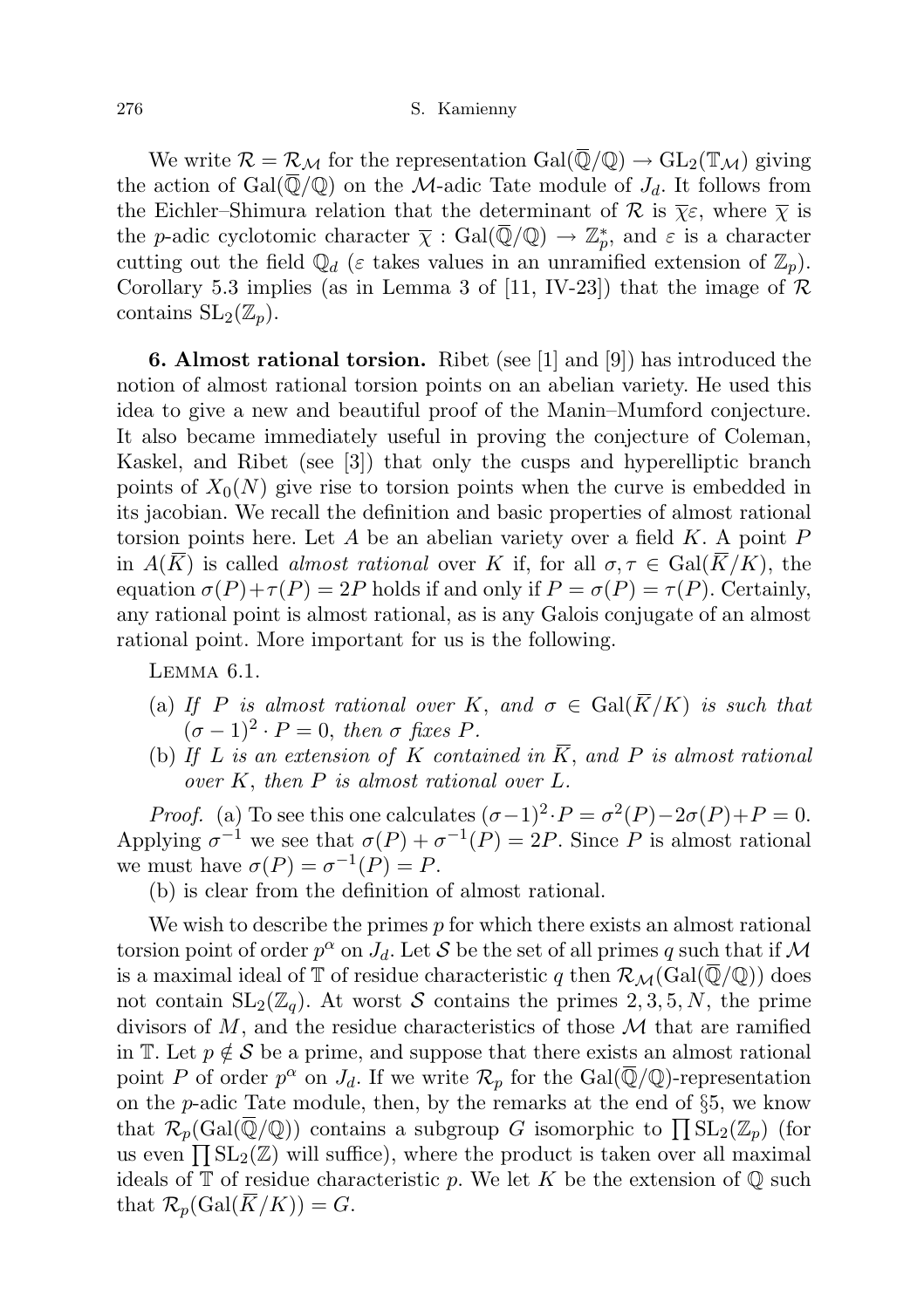We write $\mathcal{R} = \mathcal{R}_{\mathcal{M}}$ for the representation $\mathrm{Gal}(\overline{\mathbb{Q}}/\mathbb{Q}) \to \mathrm{GL}_2(\mathbb{T}_{\mathcal{M}})$ giving the action of $\mathrm{Gal}(\overline{\mathbb{Q}}/\mathbb{Q})$ on the $\mathcal{M}$-adic Tate module of $J_d$. It follows from the Eichler–Shimura relation that the determinant of $\mathcal{R}$ is $\overline{\chi}\varepsilon$, where $\overline{\chi}$ is the $p$-adic cyclotomic character $\overline{\chi} : \mathrm{Gal}(\overline{\mathbb{Q}}/\mathbb{Q}) \to \mathbb{Z}_p^*$, and $\varepsilon$ is a character cutting out the field $\mathbb{Q}_d$ ($\varepsilon$ takes values in an unramified extension of $\mathbb{Z}_p$). Corollary 5.3 implies (as in Lemma 3 of [11, IV-23]) that the image of $\mathcal{R}$ contains $\mathrm{SL}_2(\mathbb{Z}_p)$.

**6. Almost rational torsion.** Ribet (see [1] and [9]) has introduced the notion of almost rational torsion points on an abelian variety. He used this idea to give a new and beautiful proof of the Manin–Mumford conjecture. It also became immediately useful in proving the conjecture of Coleman, Kaskel, and Ribet (see [3]) that only the cusps and hyperelliptic branch points of $X_0(N)$ give rise to torsion points when the curve is embedded in its jacobian. We recall the definition and basic properties of almost rational torsion points here. Let $A$ be an abelian variety over a field $K$. A point $P$ in $A(\overline{K})$ is called *almost rational* over $K$ if, for all $\sigma, \tau \in \mathrm{Gal}(\overline{K}/K)$, the equation $\sigma(P)+\tau(P) = 2P$ holds if and only if $P = \sigma(P) = \tau(P)$. Certainly, any rational point is almost rational, as is any Galois conjugate of an almost rational point. More important for us is the following.

Lemma 6.1.

(a) *If $P$ is almost rational over $K$, and $\sigma \in \mathrm{Gal}(\overline{K}/K)$ is such that $(\sigma - 1)^2 \cdot P = 0$, then $\sigma$ fixes $P$.*

(b) *If $L$ is an extension of $K$ contained in $\overline{K}$, and $P$ is almost rational over $K$, then $P$ is almost rational over $L$.*

*Proof.* (a) To see this one calculates $(\sigma-1)^2 \cdot P = \sigma^2(P)-2\sigma(P)+P = 0$. Applying $\sigma^{-1}$ we see that $\sigma(P) + \sigma^{-1}(P) = 2P$. Since $P$ is almost rational we must have $\sigma(P) = \sigma^{-1}(P) = P$.

(b) is clear from the definition of almost rational.

We wish to describe the primes $p$ for which there exists an almost rational torsion point of order $p^\alpha$ on $J_d$. Let $\mathcal{S}$ be the set of all primes $q$ such that if $\mathcal{M}$ is a maximal ideal of $\mathbb{T}$ of residue characteristic $q$ then $\mathcal{R}_{\mathcal{M}}(\mathrm{Gal}(\overline{\mathbb{Q}}/\mathbb{Q}))$ does not contain $\mathrm{SL}_2(\mathbb{Z}_q)$. At worst $\mathcal{S}$ contains the primes $2, 3, 5, N$, the prime divisors of $M$, and the residue characteristics of those $\mathcal{M}$ that are ramified in $\mathbb{T}$. Let $p \notin \mathcal{S}$ be a prime, and suppose that there exists an almost rational point $P$ of order $p^\alpha$ on $J_d$. If we write $\mathcal{R}_p$ for the $\mathrm{Gal}(\overline{\mathbb{Q}}/\mathbb{Q})$-representation on the $p$-adic Tate module, then, by the remarks at the end of §5, we know that $\mathcal{R}_p(\mathrm{Gal}(\overline{\mathbb{Q}}/\mathbb{Q}))$ contains a subgroup $G$ isomorphic to $\prod \mathrm{SL}_2(\mathbb{Z}_p)$ (for us even $\prod \mathrm{SL}_2(\mathbb{Z})$ will suffice), where the product is taken over all maximal ideals of $\mathbb{T}$ of residue characteristic $p$. We let $K$ be the extension of $\mathbb{Q}$ such that $\mathcal{R}_p(\mathrm{Gal}(\overline{K}/K)) = G$.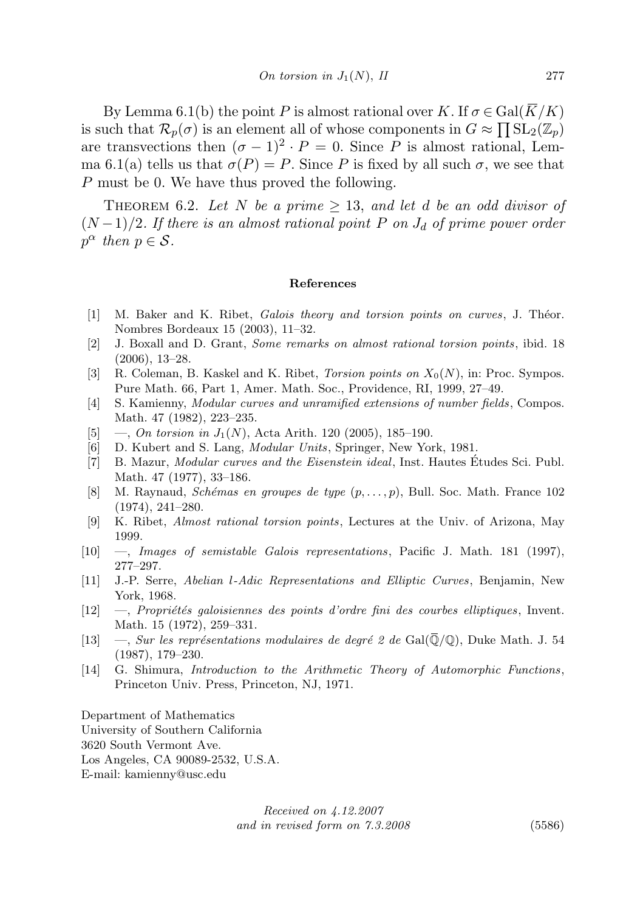By Lemma 6.1(b) the point $P$ is almost rational over $K$. If $\sigma \in \mathrm{Gal}(\overline{K}/K)$ is such that $\mathcal{R}_p(\sigma)$ is an element all of whose components in $G \approx \prod \mathrm{SL}_2(\mathbb{Z}_p)$ are transvections then $(\sigma - 1)^2 \cdot P = 0$. Since $P$ is almost rational, Lemma 6.1(a) tells us that $\sigma(P) = P$. Since $P$ is fixed by all such $\sigma$, we see that $P$ must be 0. We have thus proved the following.

Theorem 6.2. *Let $N$ be a prime $\geq 13$, and let $d$ be an odd divisor of $(N-1)/2$. If there is an almost rational point $P$ on $J_d$ of prime power order $p^\alpha$ then $p \in \mathcal{S}$.*

## References

[1] M. Baker and K. Ribet, *Galois theory and torsion points on curves*, J. Théor. Nombres Bordeaux 15 (2003), 11–32.

[2] J. Boxall and D. Grant, *Some remarks on almost rational torsion points*, ibid. 18 (2006), 13–28.

[3] R. Coleman, B. Kaskel and K. Ribet, *Torsion points on $X_0(N)$*, in: Proc. Sympos. Pure Math. 66, Part 1, Amer. Math. Soc., Providence, RI, 1999, 27–49.

[4] S. Kamienny, *Modular curves and unramified extensions of number fields*, Compos. Math. 47 (1982), 223–235.

[5] —, *On torsion in $J_1(N)$*, Acta Arith. 120 (2005), 185–190.

[6] D. Kubert and S. Lang, *Modular Units*, Springer, New York, 1981.

[7] B. Mazur, *Modular curves and the Eisenstein ideal*, Inst. Hautes Études Sci. Publ. Math. 47 (1977), 33–186.

[8] M. Raynaud, *Schémas en groupes de type $(p, \ldots, p)$*, Bull. Soc. Math. France 102 (1974), 241–280.

[9] K. Ribet, *Almost rational torsion points*, Lectures at the Univ. of Arizona, May 1999.

[10] —, *Images of semistable Galois representations*, Pacific J. Math. 181 (1997), 277–297.

[11] J.-P. Serre, *Abelian l-Adic Representations and Elliptic Curves*, Benjamin, New York, 1968.

[12] —, *Propriétés galoisiennes des points d'ordre fini des courbes elliptiques*, Invent. Math. 15 (1972), 259–331.

[13] —, *Sur les représentations modulaires de degré 2 de* $\mathrm{Gal}(\overline{\mathbb{Q}}/\mathbb{Q})$, Duke Math. J. 54 (1987), 179–230.

[14] G. Shimura, *Introduction to the Arithmetic Theory of Automorphic Functions*, Princeton Univ. Press, Princeton, NJ, 1971.

Department of Mathematics
University of Southern California
3620 South Vermont Ave.
Los Angeles, CA 90089-2532, U.S.A.
E-mail: kamienny@usc.edu

*Received on 4.12.2007*
*and in revised form on 7.3.2008* (5586)